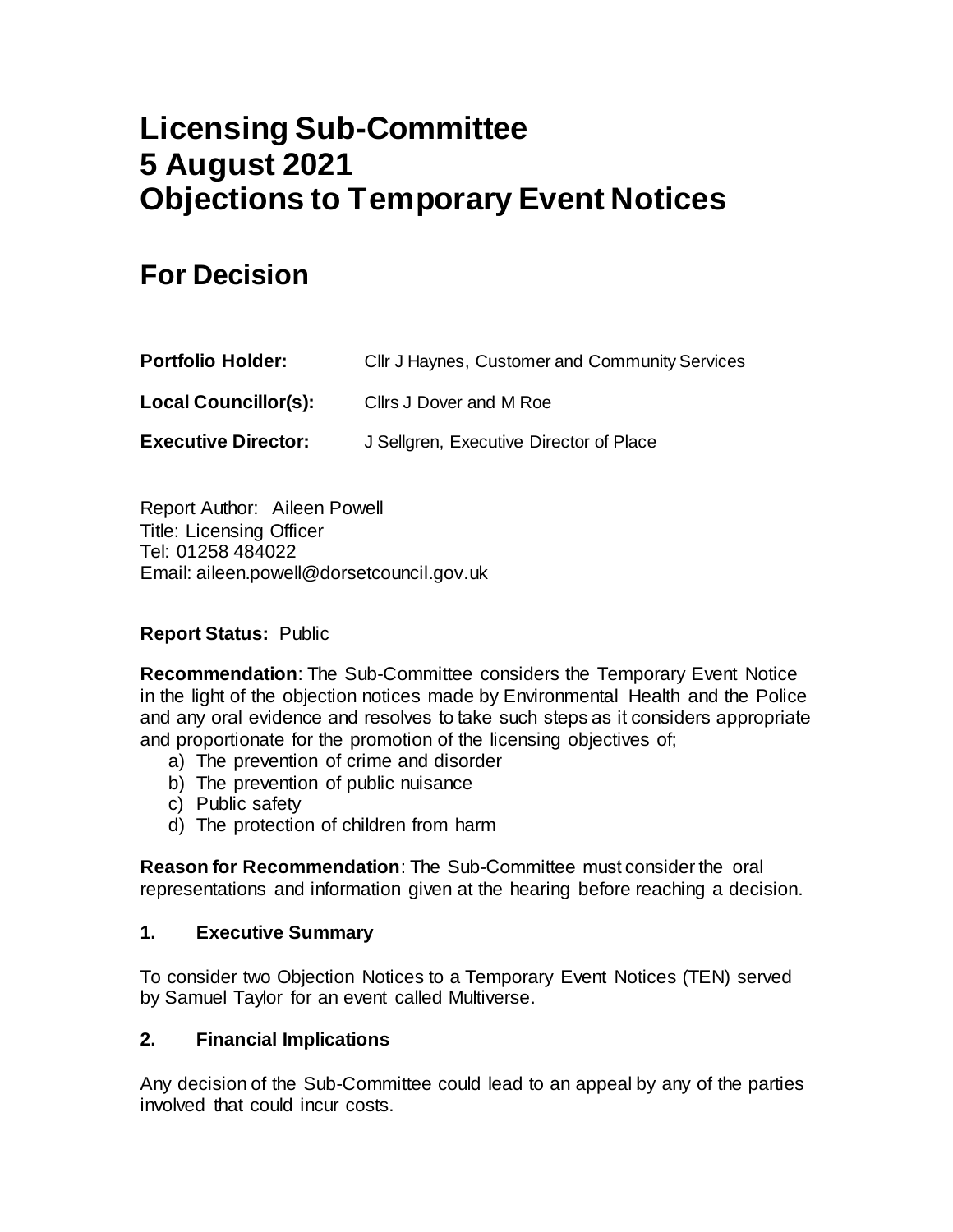# Licensing Sub-Committee
# 5 August 2021
# Objections to Temporary Event Notices

## For Decision

**Portfolio Holder:** Cllr J Haynes, Customer and Community Services

**Local Councillor(s):** Cllrs J Dover and M Roe

**Executive Director:** J Sellgren, Executive Director of Place

Report Author: Aileen Powell
Title: Licensing Officer
Tel: 01258 484022
Email: aileen.powell@dorsetcouncil.gov.uk

**Report Status:** Public

**Recommendation**: The Sub-Committee considers the Temporary Event Notice in the light of the objection notices made by Environmental Health and the Police and any oral evidence and resolves to take such steps as it considers appropriate and proportionate for the promotion of the licensing objectives of;

a) The prevention of crime and disorder
b) The prevention of public nuisance
c) Public safety
d) The protection of children from harm

**Reason for Recommendation**: The Sub-Committee must consider the oral representations and information given at the hearing before reaching a decision.

### 1. Executive Summary

To consider two Objection Notices to a Temporary Event Notices (TEN) served by Samuel Taylor for an event called Multiverse.

### 2. Financial Implications

Any decision of the Sub-Committee could lead to an appeal by any of the parties involved that could incur costs.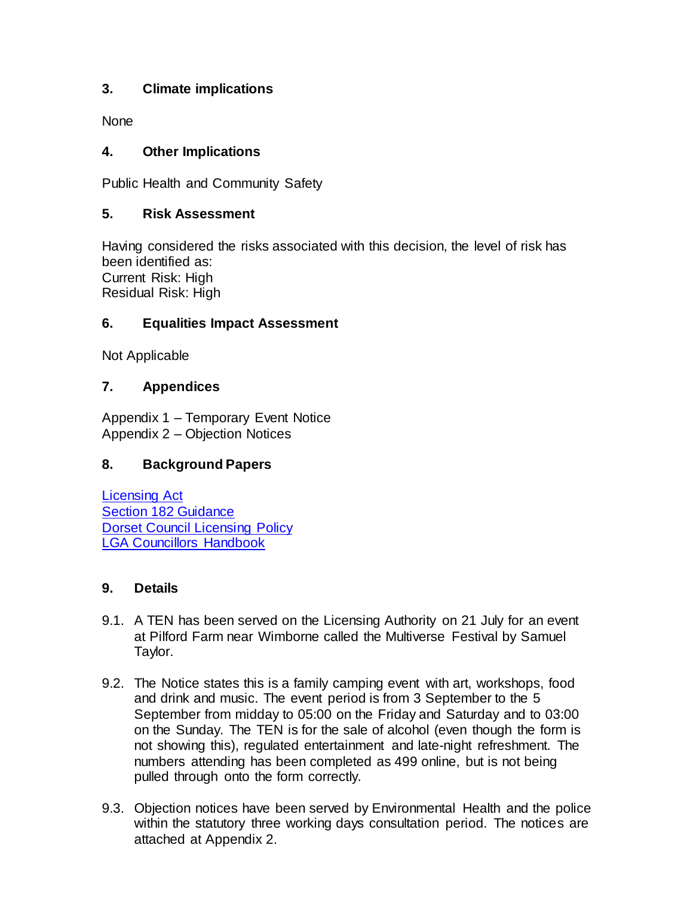## 3. Climate implications

None

## 4. Other Implications

Public Health and Community Safety

## 5. Risk Assessment

Having considered the risks associated with this decision, the level of risk has been identified as:
Current Risk: High
Residual Risk: High

## 6. Equalities Impact Assessment

Not Applicable

## 7. Appendices

Appendix 1 – Temporary Event Notice
Appendix 2 – Objection Notices

## 8. Background Papers

Licensing Act
Section 182 Guidance
Dorset Council Licensing Policy
LGA Councillors Handbook

## 9. Details

9.1. A TEN has been served on the Licensing Authority on 21 July for an event at Pilford Farm near Wimborne called the Multiverse Festival by Samuel Taylor.

9.2. The Notice states this is a family camping event with art, workshops, food and drink and music. The event period is from 3 September to the 5 September from midday to 05:00 on the Friday and Saturday and to 03:00 on the Sunday. The TEN is for the sale of alcohol (even though the form is not showing this), regulated entertainment and late-night refreshment. The numbers attending has been completed as 499 online, but is not being pulled through onto the form correctly.

9.3. Objection notices have been served by Environmental Health and the police within the statutory three working days consultation period. The notices are attached at Appendix 2.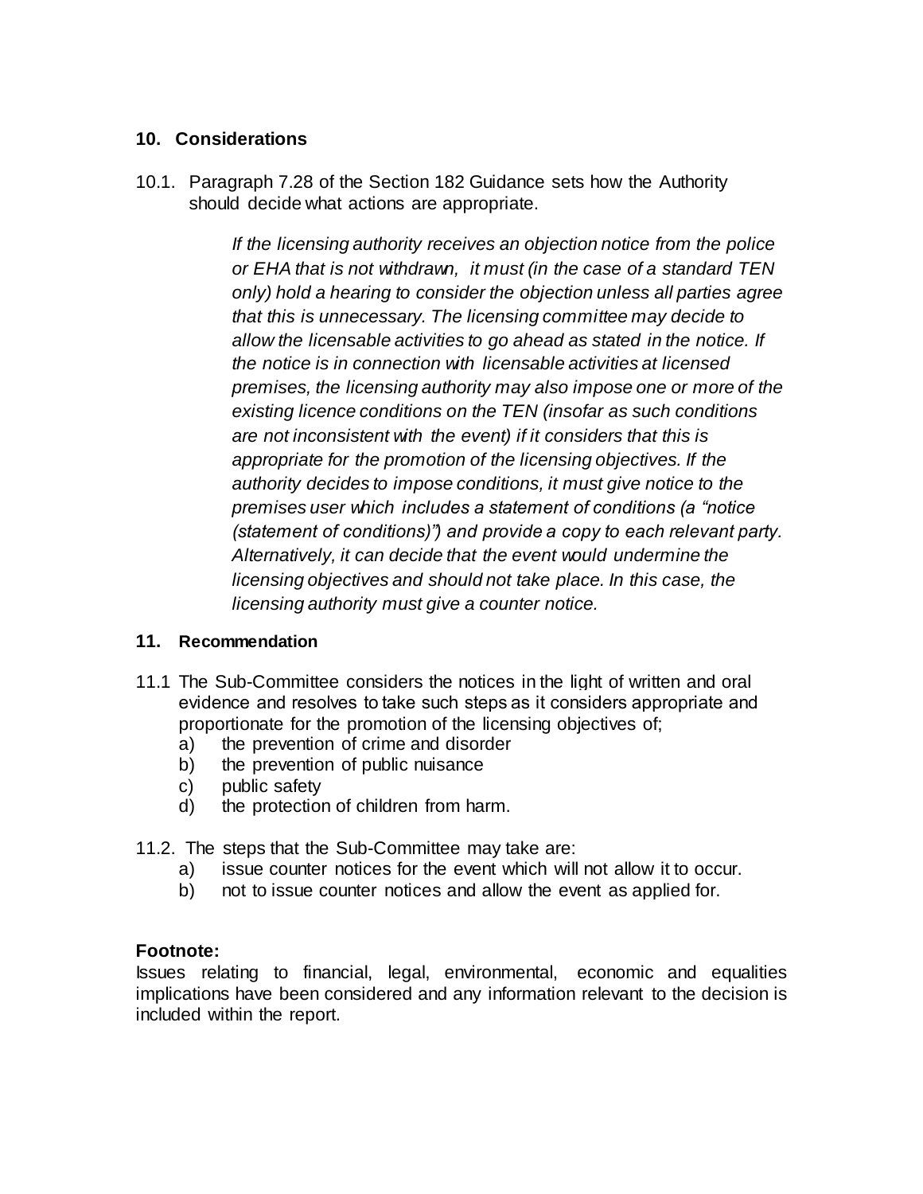## 10. Considerations

10.1. Paragraph 7.28 of the Section 182 Guidance sets how the Authority should decide what actions are appropriate.

> *If the licensing authority receives an objection notice from the police or EHA that is not withdrawn, it must (in the case of a standard TEN only) hold a hearing to consider the objection unless all parties agree that this is unnecessary. The licensing committee may decide to allow the licensable activities to go ahead as stated in the notice. If the notice is in connection with licensable activities at licensed premises, the licensing authority may also impose one or more of the existing licence conditions on the TEN (insofar as such conditions are not inconsistent with the event) if it considers that this is appropriate for the promotion of the licensing objectives. If the authority decides to impose conditions, it must give notice to the premises user which includes a statement of conditions (a "notice (statement of conditions)") and provide a copy to each relevant party. Alternatively, it can decide that the event would undermine the licensing objectives and should not take place. In this case, the licensing authority must give a counter notice.*

### 11. Recommendation

11.1 The Sub-Committee considers the notices in the light of written and oral evidence and resolves to take such steps as it considers appropriate and proportionate for the promotion of the licensing objectives of;

a) the prevention of crime and disorder
b) the prevention of public nuisance
c) public safety
d) the protection of children from harm.

11.2. The steps that the Sub-Committee may take are:

a) issue counter notices for the event which will not allow it to occur.
b) not to issue counter notices and allow the event as applied for.

**Footnote:**

Issues relating to financial, legal, environmental, economic and equalities implications have been considered and any information relevant to the decision is included within the report.